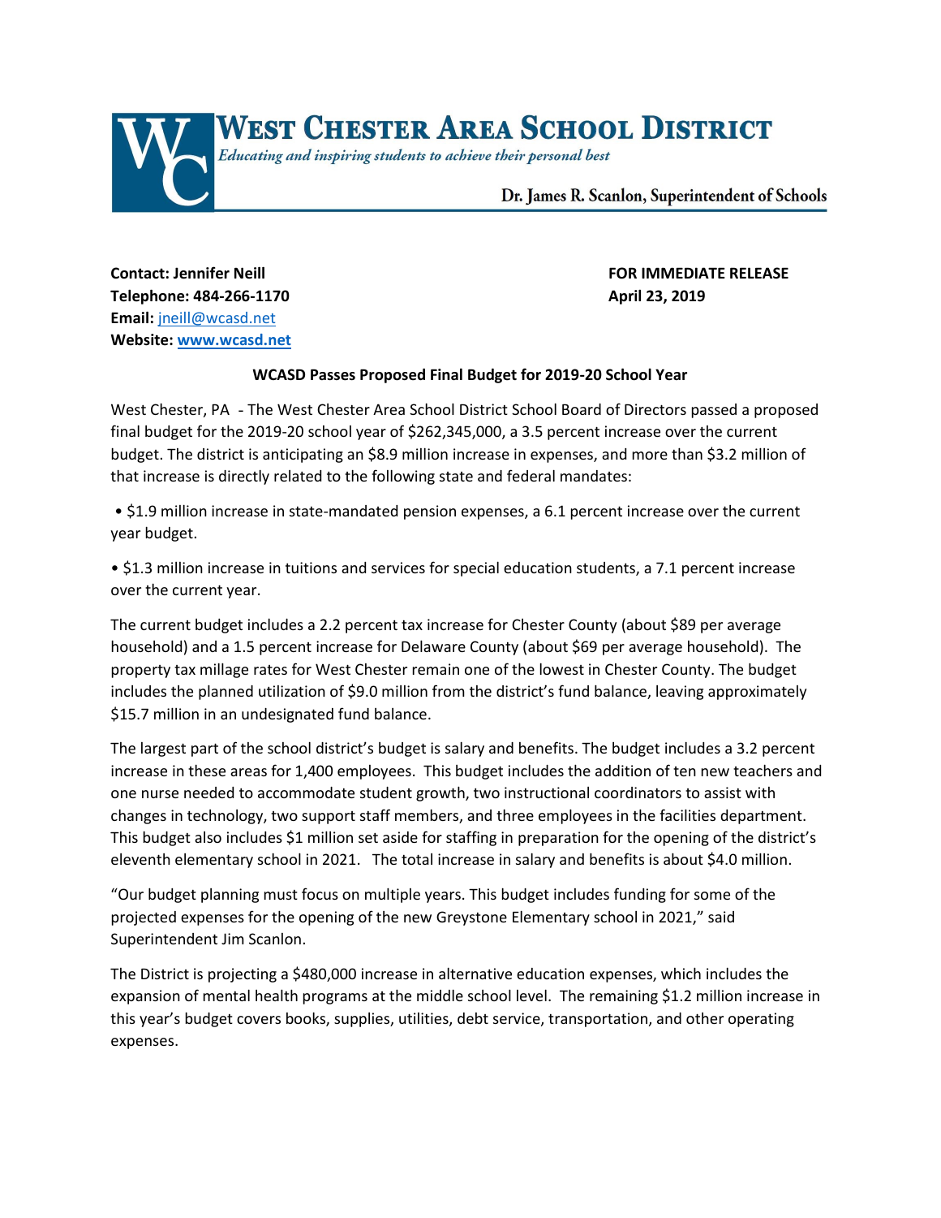# WEST CHESTER AREA SCHOOL DISTRICT

*Educating and inspiring students to achieve their personal best*

Dr. James R. Scanlon, Superintendent of Schools

**Contact: Jennifer Neill**
**Telephone: 484-266-1170**
**Email:** jneill@wcasd.net
**Website: www.wcasd.net**

**FOR IMMEDIATE RELEASE**
**April 23, 2019**

**WCASD Passes Proposed Final Budget for 2019-20 School Year**

West Chester, PA - The West Chester Area School District School Board of Directors passed a proposed final budget for the 2019-20 school year of $262,345,000, a 3.5 percent increase over the current budget. The district is anticipating an $8.9 million increase in expenses, and more than $3.2 million of that increase is directly related to the following state and federal mandates:

- $1.9 million increase in state-mandated pension expenses, a 6.1 percent increase over the current year budget.
- $1.3 million increase in tuitions and services for special education students, a 7.1 percent increase over the current year.

The current budget includes a 2.2 percent tax increase for Chester County (about $89 per average household) and a 1.5 percent increase for Delaware County (about $69 per average household). The property tax millage rates for West Chester remain one of the lowest in Chester County. The budget includes the planned utilization of $9.0 million from the district's fund balance, leaving approximately $15.7 million in an undesignated fund balance.

The largest part of the school district's budget is salary and benefits. The budget includes a 3.2 percent increase in these areas for 1,400 employees. This budget includes the addition of ten new teachers and one nurse needed to accommodate student growth, two instructional coordinators to assist with changes in technology, two support staff members, and three employees in the facilities department. This budget also includes $1 million set aside for staffing in preparation for the opening of the district's eleventh elementary school in 2021. The total increase in salary and benefits is about $4.0 million.

"Our budget planning must focus on multiple years. This budget includes funding for some of the projected expenses for the opening of the new Greystone Elementary school in 2021," said Superintendent Jim Scanlon.

The District is projecting a $480,000 increase in alternative education expenses, which includes the expansion of mental health programs at the middle school level. The remaining $1.2 million increase in this year's budget covers books, supplies, utilities, debt service, transportation, and other operating expenses.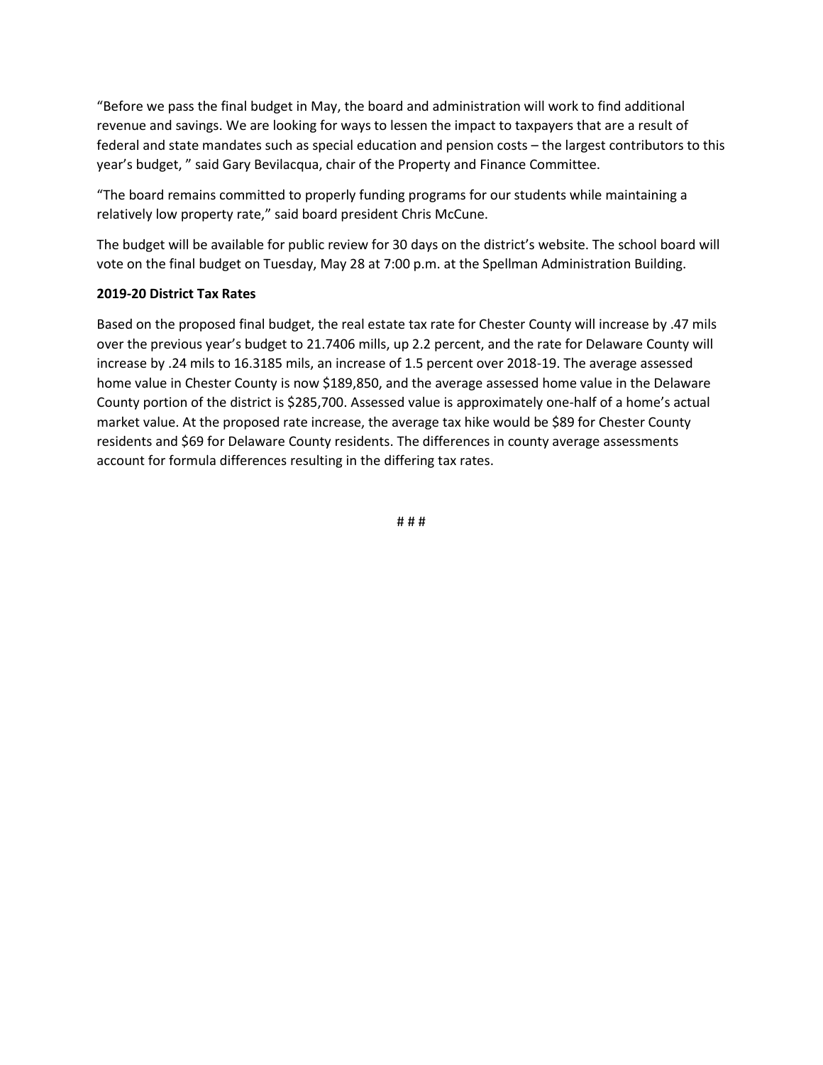"Before we pass the final budget in May, the board and administration will work to find additional revenue and savings. We are looking for ways to lessen the impact to taxpayers that are a result of federal and state mandates such as special education and pension costs – the largest contributors to this year's budget, " said Gary Bevilacqua, chair of the Property and Finance Committee.

"The board remains committed to properly funding programs for our students while maintaining a relatively low property rate," said board president Chris McCune.

The budget will be available for public review for 30 days on the district's website. The school board will vote on the final budget on Tuesday, May 28 at 7:00 p.m. at the Spellman Administration Building.

**2019-20 District Tax Rates**

Based on the proposed final budget, the real estate tax rate for Chester County will increase by .47 mils over the previous year's budget to 21.7406 mills, up 2.2 percent, and the rate for Delaware County will increase by .24 mils to 16.3185 mils, an increase of 1.5 percent over 2018-19. The average assessed home value in Chester County is now $189,850, and the average assessed home value in the Delaware County portion of the district is $285,700. Assessed value is approximately one-half of a home's actual market value. At the proposed rate increase, the average tax hike would be $89 for Chester County residents and $69 for Delaware County residents. The differences in county average assessments account for formula differences resulting in the differing tax rates.

# # #